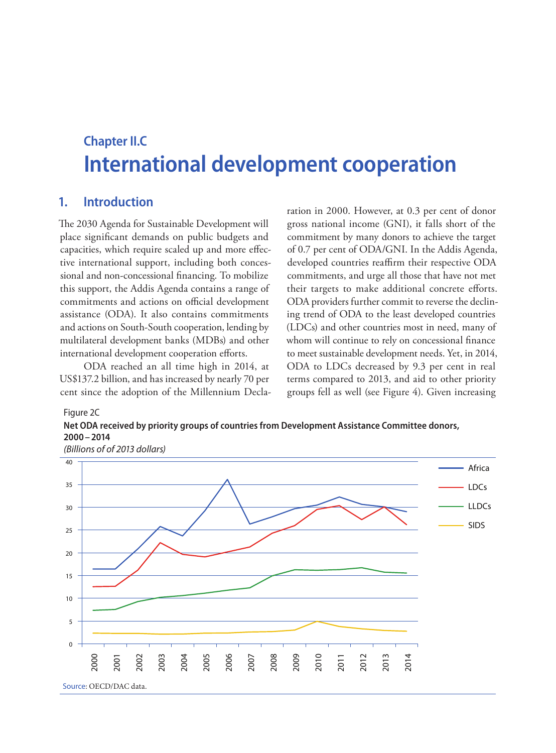## Chapter II.C

# International development cooperation

## 1. Introduction

The 2030 Agenda for Sustainable Development will place significant demands on public budgets and capacities, which require scaled up and more effective international support, including both concessional and non-concessional financing. To mobilize this support, the Addis Agenda contains a range of commitments and actions on official development assistance (ODA). It also contains commitments and actions on South-South cooperation, lending by multilateral development banks (MDBs) and other international development cooperation efforts.

ODA reached an all time high in 2014, at US$137.2 billion, and has increased by nearly 70 per cent since the adoption of the Millennium Declaration in 2000. However, at 0.3 per cent of donor gross national income (GNI), it falls short of the commitment by many donors to achieve the target of 0.7 per cent of ODA/GNI. In the Addis Agenda, developed countries reaffirm their respective ODA commitments, and urge all those that have not met their targets to make additional concrete efforts. ODA providers further commit to reverse the declining trend of ODA to the least developed countries (LDCs) and other countries most in need, many of whom will continue to rely on concessional finance to meet sustainable development needs. Yet, in 2014, ODA to LDCs decreased by 9.3 per cent in real terms compared to 2013, and aid to other priority groups fell as well (see Figure 4). Given increasing

Figure 2C

**Net ODA received by priority groups of countries from Development Assistance Committee donors, 2000 – 2014**

*(Billions of of 2013 dollars)*

Source: OECD/DAC data.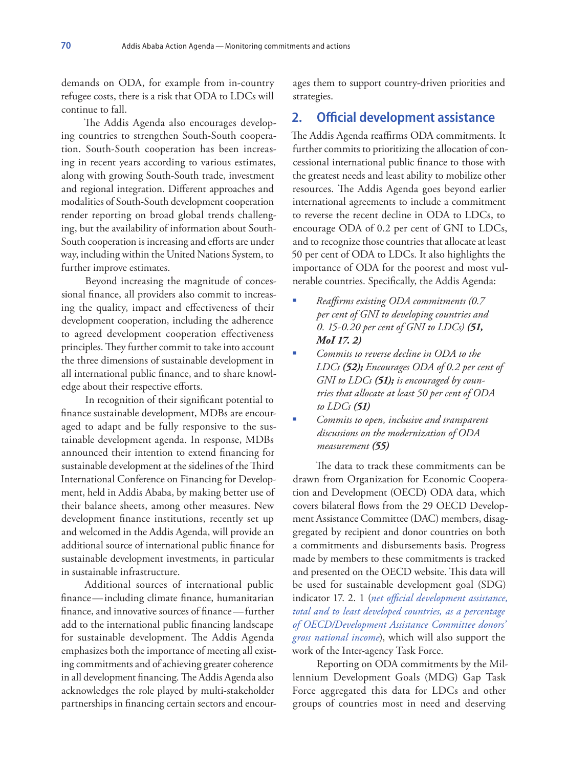demands on ODA, for example from in-country refugee costs, there is a risk that ODA to LDCs will continue to fall.

The Addis Agenda also encourages developing countries to strengthen South-South cooperation. South-South cooperation has been increasing in recent years according to various estimates, along with growing South-South trade, investment and regional integration. Different approaches and modalities of South-South development cooperation render reporting on broad global trends challenging, but the availability of information about South-South cooperation is increasing and efforts are under way, including within the United Nations System, to further improve estimates.

Beyond increasing the magnitude of concessional finance, all providers also commit to increasing the quality, impact and effectiveness of their development cooperation, including the adherence to agreed development cooperation effectiveness principles. They further commit to take into account the three dimensions of sustainable development in all international public finance, and to share knowledge about their respective efforts.

In recognition of their significant potential to finance sustainable development, MDBs are encouraged to adapt and be fully responsive to the sustainable development agenda. In response, MDBs announced their intention to extend financing for sustainable development at the sidelines of the Third International Conference on Financing for Development, held in Addis Ababa, by making better use of their balance sheets, among other measures. New development finance institutions, recently set up and welcomed in the Addis Agenda, will provide an additional source of international public finance for sustainable development investments, in particular in sustainable infrastructure.

Additional sources of international public finance—including climate finance, humanitarian finance, and innovative sources of finance—further add to the international public financing landscape for sustainable development. The Addis Agenda emphasizes both the importance of meeting all existing commitments and of achieving greater coherence in all development financing. The Addis Agenda also acknowledges the role played by multi-stakeholder partnerships in financing certain sectors and encourages them to support country-driven priorities and strategies.

## 2. Official development assistance

The Addis Agenda reaffirms ODA commitments. It further commits to prioritizing the allocation of concessional international public finance to those with the greatest needs and least ability to mobilize other resources. The Addis Agenda goes beyond earlier international agreements to include a commitment to reverse the recent decline in ODA to LDCs, to encourage ODA of 0.2 per cent of GNI to LDCs, and to recognize those countries that allocate at least 50 per cent of ODA to LDCs. It also highlights the importance of ODA for the poorest and most vulnerable countries. Specifically, the Addis Agenda:

- *Reaffirms existing ODA commitments (0.7 per cent of GNI to developing countries and 0.15-0.20 per cent of GNI to LDCs)* ***(51, MoI 17.2)***
- *Commits to reverse decline in ODA to the LDCs* ***(52);*** *Encourages ODA of 0.2 per cent of GNI to LDCs* ***(51);*** *is encouraged by countries that allocate at least 50 per cent of ODA to LDCs* ***(51)***
- *Commits to open, inclusive and transparent discussions on the modernization of ODA measurement* ***(55)***

The data to track these commitments can be drawn from Organization for Economic Cooperation and Development (OECD) ODA data, which covers bilateral flows from the 29 OECD Development Assistance Committee (DAC) members, disaggregated by recipient and donor countries on both a commitments and disbursements basis. Progress made by members to these commitments is tracked and presented on the OECD website. This data will be used for sustainable development goal (SDG) indicator 17.2.1 (*net official development assistance, total and to least developed countries, as a percentage of OECD/Development Assistance Committee donors' gross national income*), which will also support the work of the Inter-agency Task Force.

Reporting on ODA commitments by the Millennium Development Goals (MDG) Gap Task Force aggregated this data for LDCs and other groups of countries most in need and deserving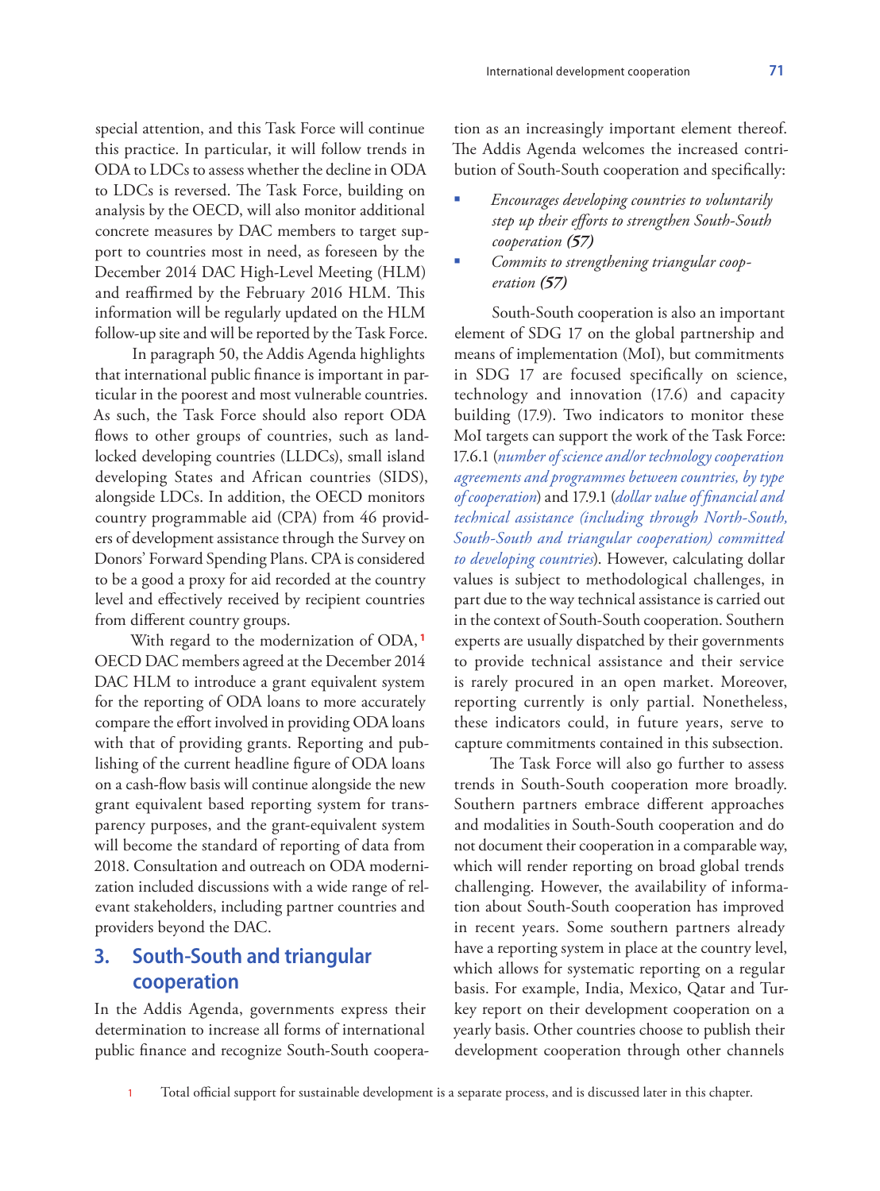special attention, and this Task Force will continue this practice. In particular, it will follow trends in ODA to LDCs to assess whether the decline in ODA to LDCs is reversed. The Task Force, building on analysis by the OECD, will also monitor additional concrete measures by DAC members to target support to countries most in need, as foreseen by the December 2014 DAC High-Level Meeting (HLM) and reaffirmed by the February 2016 HLM. This information will be regularly updated on the HLM follow-up site and will be reported by the Task Force.

In paragraph 50, the Addis Agenda highlights that international public finance is important in particular in the poorest and most vulnerable countries. As such, the Task Force should also report ODA flows to other groups of countries, such as landlocked developing countries (LLDCs), small island developing States and African countries (SIDS), alongside LDCs. In addition, the OECD monitors country programmable aid (CPA) from 46 providers of development assistance through the Survey on Donors' Forward Spending Plans. CPA is considered to be a good a proxy for aid recorded at the country level and effectively received by recipient countries from different country groups.

With regard to the modernization of ODA,[1] OECD DAC members agreed at the December 2014 DAC HLM to introduce a grant equivalent system for the reporting of ODA loans to more accurately compare the effort involved in providing ODA loans with that of providing grants. Reporting and publishing of the current headline figure of ODA loans on a cash-flow basis will continue alongside the new grant equivalent based reporting system for transparency purposes, and the grant-equivalent system will become the standard of reporting of data from 2018. Consultation and outreach on ODA modernization included discussions with a wide range of relevant stakeholders, including partner countries and providers beyond the DAC.

## 3. South-South and triangular cooperation

In the Addis Agenda, governments express their determination to increase all forms of international public finance and recognize South-South cooperation as an increasingly important element thereof. The Addis Agenda welcomes the increased contribution of South-South cooperation and specifically:

- *Encourages developing countries to voluntarily step up their efforts to strengthen South-South cooperation **(57)***
- *Commits to strengthening triangular cooperation **(57)***

South-South cooperation is also an important element of SDG 17 on the global partnership and means of implementation (MoI), but commitments in SDG 17 are focused specifically on science, technology and innovation (17.6) and capacity building (17.9). Two indicators to monitor these MoI targets can support the work of the Task Force: 17.6.1 (*number of science and/or technology cooperation agreements and programmes between countries, by type of cooperation*) and 17.9.1 (*dollar value of financial and technical assistance (including through North-South, South-South and triangular cooperation) committed to developing countries*). However, calculating dollar values is subject to methodological challenges, in part due to the way technical assistance is carried out in the context of South-South cooperation. Southern experts are usually dispatched by their governments to provide technical assistance and their service is rarely procured in an open market. Moreover, reporting currently is only partial. Nonetheless, these indicators could, in future years, serve to capture commitments contained in this subsection.

The Task Force will also go further to assess trends in South-South cooperation more broadly. Southern partners embrace different approaches and modalities in South-South cooperation and do not document their cooperation in a comparable way, which will render reporting on broad global trends challenging. However, the availability of information about South-South cooperation has improved in recent years. Some southern partners already have a reporting system in place at the country level, which allows for systematic reporting on a regular basis. For example, India, Mexico, Qatar and Turkey report on their development cooperation on a yearly basis. Other countries choose to publish their development cooperation through other channels

[1] Total official support for sustainable development is a separate process, and is discussed later in this chapter.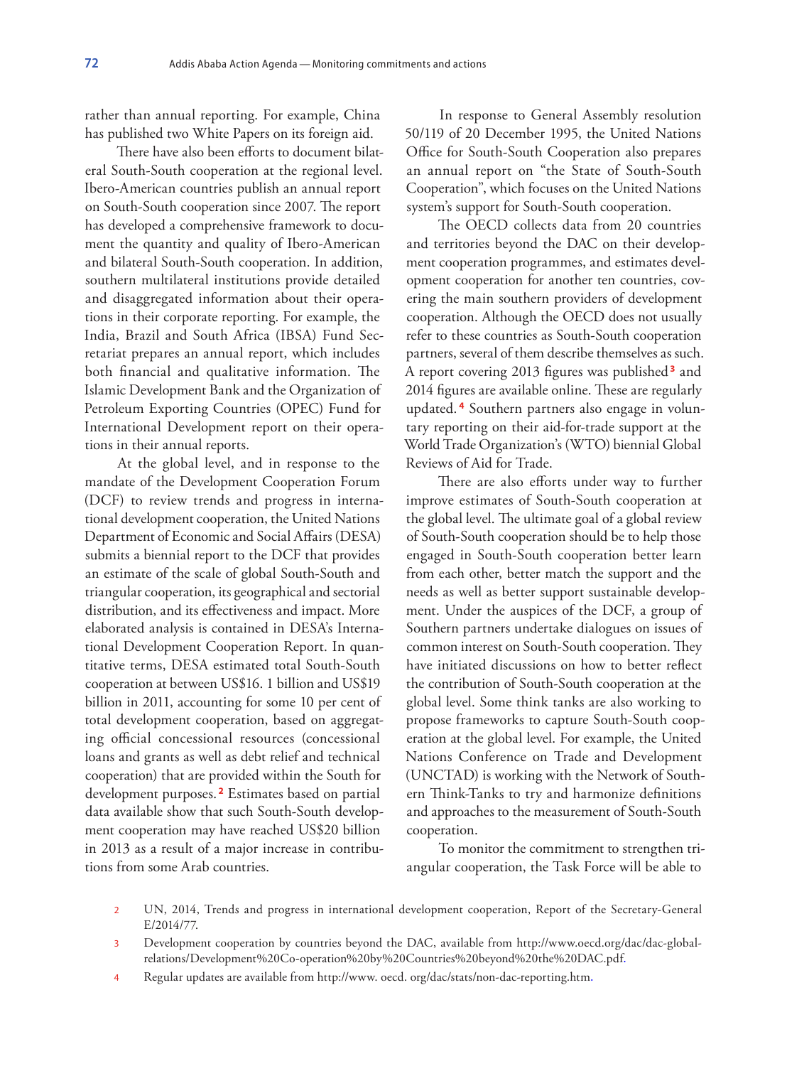rather than annual reporting. For example, China has published two White Papers on its foreign aid.

There have also been efforts to document bilateral South-South cooperation at the regional level. Ibero-American countries publish an annual report on South-South cooperation since 2007. The report has developed a comprehensive framework to document the quantity and quality of Ibero-American and bilateral South-South cooperation. In addition, southern multilateral institutions provide detailed and disaggregated information about their operations in their corporate reporting. For example, the India, Brazil and South Africa (IBSA) Fund Secretariat prepares an annual report, which includes both financial and qualitative information. The Islamic Development Bank and the Organization of Petroleum Exporting Countries (OPEC) Fund for International Development report on their operations in their annual reports.

At the global level, and in response to the mandate of the Development Cooperation Forum (DCF) to review trends and progress in international development cooperation, the United Nations Department of Economic and Social Affairs (DESA) submits a biennial report to the DCF that provides an estimate of the scale of global South-South and triangular cooperation, its geographical and sectorial distribution, and its effectiveness and impact. More elaborated analysis is contained in DESA's International Development Cooperation Report. In quantitative terms, DESA estimated total South-South cooperation at between US$16. 1 billion and US$19 billion in 2011, accounting for some 10 per cent of total development cooperation, based on aggregating official concessional resources (concessional loans and grants as well as debt relief and technical cooperation) that are provided within the South for development purposes.[2] Estimates based on partial data available show that such South-South development cooperation may have reached US$20 billion in 2013 as a result of a major increase in contributions from some Arab countries.

In response to General Assembly resolution 50/119 of 20 December 1995, the United Nations Office for South-South Cooperation also prepares an annual report on "the State of South-South Cooperation", which focuses on the United Nations system's support for South-South cooperation.

The OECD collects data from 20 countries and territories beyond the DAC on their development cooperation programmes, and estimates development cooperation for another ten countries, covering the main southern providers of development cooperation. Although the OECD does not usually refer to these countries as South-South cooperation partners, several of them describe themselves as such. A report covering 2013 figures was published[3] and 2014 figures are available online. These are regularly updated.[4] Southern partners also engage in voluntary reporting on their aid-for-trade support at the World Trade Organization's (WTO) biennial Global Reviews of Aid for Trade.

There are also efforts under way to further improve estimates of South-South cooperation at the global level. The ultimate goal of a global review of South-South cooperation should be to help those engaged in South-South cooperation better learn from each other, better match the support and the needs as well as better support sustainable development. Under the auspices of the DCF, a group of Southern partners undertake dialogues on issues of common interest on South-South cooperation. They have initiated discussions on how to better reflect the contribution of South-South cooperation at the global level. Some think tanks are also working to propose frameworks to capture South-South cooperation at the global level. For example, the United Nations Conference on Trade and Development (UNCTAD) is working with the Network of Southern Think-Tanks to try and harmonize definitions and approaches to the measurement of South-South cooperation.

To monitor the commitment to strengthen triangular cooperation, the Task Force will be able to

---

2 UN, 2014, Trends and progress in international development cooperation, Report of the Secretary-General E/2014/77.

3 Development cooperation by countries beyond the DAC, available from http://www.oecd.org/dac/dac-global-relations/Development%20Co-operation%20by%20Countries%20beyond%20the%20DAC.pdf.

4 Regular updates are available from http://www. oecd. org/dac/stats/non-dac-reporting.htm.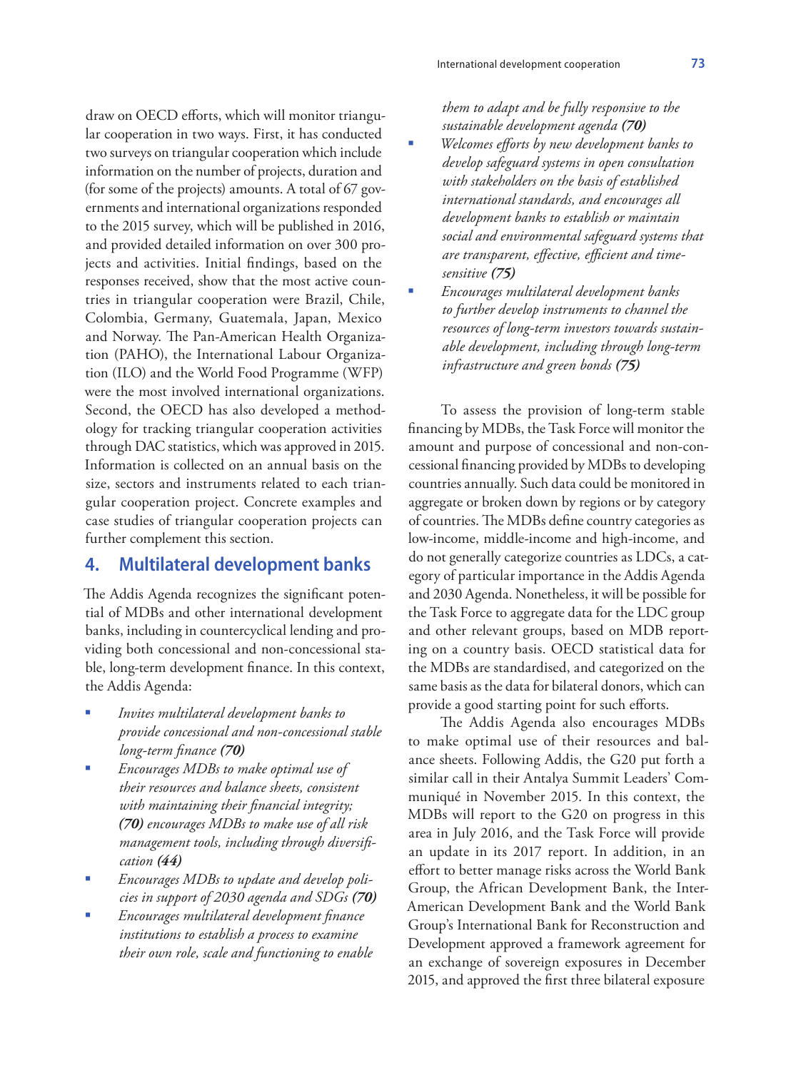draw on OECD efforts, which will monitor triangular cooperation in two ways. First, it has conducted two surveys on triangular cooperation which include information on the number of projects, duration and (for some of the projects) amounts. A total of 67 governments and international organizations responded to the 2015 survey, which will be published in 2016, and provided detailed information on over 300 projects and activities. Initial findings, based on the responses received, show that the most active countries in triangular cooperation were Brazil, Chile, Colombia, Germany, Guatemala, Japan, Mexico and Norway. The Pan-American Health Organization (PAHO), the International Labour Organization (ILO) and the World Food Programme (WFP) were the most involved international organizations. Second, the OECD has also developed a methodology for tracking triangular cooperation activities through DAC statistics, which was approved in 2015. Information is collected on an annual basis on the size, sectors and instruments related to each triangular cooperation project. Concrete examples and case studies of triangular cooperation projects can further complement this section.

## 4. Multilateral development banks

The Addis Agenda recognizes the significant potential of MDBs and other international development banks, including in countercyclical lending and providing both concessional and non-concessional stable, long-term development finance. In this context, the Addis Agenda:

- *Invites multilateral development banks to provide concessional and non-concessional stable long-term finance* ***(70)***
- *Encourages MDBs to make optimal use of their resources and balance sheets, consistent with maintaining their financial integrity;* ***(70)*** *encourages MDBs to make use of all risk management tools, including through diversification* ***(44)***
- *Encourages MDBs to update and develop policies in support of 2030 agenda and SDGs* ***(70)***
- *Encourages multilateral development finance institutions to establish a process to examine their own role, scale and functioning to enable them to adapt and be fully responsive to the sustainable development agenda* ***(70)***
- *Welcomes efforts by new development banks to develop safeguard systems in open consultation with stakeholders on the basis of established international standards, and encourages all development banks to establish or maintain social and environmental safeguard systems that are transparent, effective, efficient and time-sensitive* ***(75)***
- *Encourages multilateral development banks to further develop instruments to channel the resources of long-term investors towards sustainable development, including through long-term infrastructure and green bonds* ***(75)***

To assess the provision of long-term stable financing by MDBs, the Task Force will monitor the amount and purpose of concessional and non-concessional financing provided by MDBs to developing countries annually. Such data could be monitored in aggregate or broken down by regions or by category of countries. The MDBs define country categories as low-income, middle-income and high-income, and do not generally categorize countries as LDCs, a category of particular importance in the Addis Agenda and 2030 Agenda. Nonetheless, it will be possible for the Task Force to aggregate data for the LDC group and other relevant groups, based on MDB reporting on a country basis. OECD statistical data for the MDBs are standardised, and categorized on the same basis as the data for bilateral donors, which can provide a good starting point for such efforts.

The Addis Agenda also encourages MDBs to make optimal use of their resources and balance sheets. Following Addis, the G20 put forth a similar call in their Antalya Summit Leaders' Communiqué in November 2015. In this context, the MDBs will report to the G20 on progress in this area in July 2016, and the Task Force will provide an update in its 2017 report. In addition, in an effort to better manage risks across the World Bank Group, the African Development Bank, the Inter-American Development Bank and the World Bank Group's International Bank for Reconstruction and Development approved a framework agreement for an exchange of sovereign exposures in December 2015, and approved the first three bilateral exposure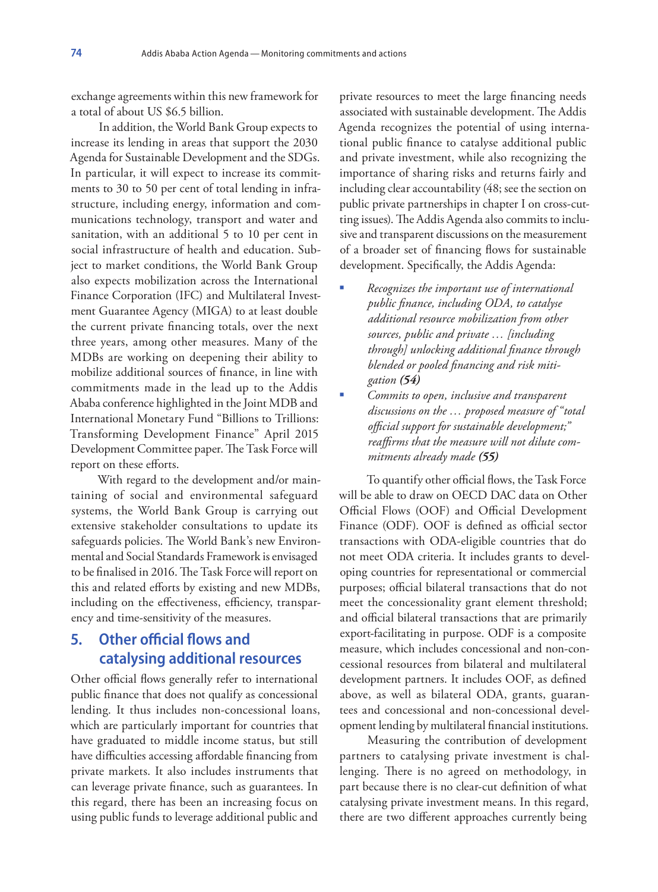exchange agreements within this new framework for a total of about US $6.5 billion.

In addition, the World Bank Group expects to increase its lending in areas that support the 2030 Agenda for Sustainable Development and the SDGs. In particular, it will expect to increase its commitments to 30 to 50 per cent of total lending in infrastructure, including energy, information and communications technology, transport and water and sanitation, with an additional 5 to 10 per cent in social infrastructure of health and education. Subject to market conditions, the World Bank Group also expects mobilization across the International Finance Corporation (IFC) and Multilateral Investment Guarantee Agency (MIGA) to at least double the current private financing totals, over the next three years, among other measures. Many of the MDBs are working on deepening their ability to mobilize additional sources of finance, in line with commitments made in the lead up to the Addis Ababa conference highlighted in the Joint MDB and International Monetary Fund "Billions to Trillions: Transforming Development Finance" April 2015 Development Committee paper. The Task Force will report on these efforts.

With regard to the development and/or maintaining of social and environmental safeguard systems, the World Bank Group is carrying out extensive stakeholder consultations to update its safeguards policies. The World Bank's new Environmental and Social Standards Framework is envisaged to be finalised in 2016. The Task Force will report on this and related efforts by existing and new MDBs, including on the effectiveness, efficiency, transparency and time-sensitivity of the measures.

## 5. Other official flows and catalysing additional resources

Other official flows generally refer to international public finance that does not qualify as concessional lending. It thus includes non-concessional loans, which are particularly important for countries that have graduated to middle income status, but still have difficulties accessing affordable financing from private markets. It also includes instruments that can leverage private finance, such as guarantees. In this regard, there has been an increasing focus on using public funds to leverage additional public and private resources to meet the large financing needs associated with sustainable development. The Addis Agenda recognizes the potential of using international public finance to catalyse additional public and private investment, while also recognizing the importance of sharing risks and returns fairly and including clear accountability (48; see the section on public private partnerships in chapter I on cross-cutting issues). The Addis Agenda also commits to inclusive and transparent discussions on the measurement of a broader set of financing flows for sustainable development. Specifically, the Addis Agenda:

- *Recognizes the important use of international public finance, including ODA, to catalyse additional resource mobilization from other sources, public and private … [including through] unlocking additional finance through blended or pooled financing and risk mitigation* ***(54)***
- *Commits to open, inclusive and transparent discussions on the … proposed measure of "total official support for sustainable development;" reaffirms that the measure will not dilute commitments already made* ***(55)***

To quantify other official flows, the Task Force will be able to draw on OECD DAC data on Other Official Flows (OOF) and Official Development Finance (ODF). OOF is defined as official sector transactions with ODA-eligible countries that do not meet ODA criteria. It includes grants to developing countries for representational or commercial purposes; official bilateral transactions that do not meet the concessionality grant element threshold; and official bilateral transactions that are primarily export-facilitating in purpose. ODF is a composite measure, which includes concessional and non-concessional resources from bilateral and multilateral development partners. It includes OOF, as defined above, as well as bilateral ODA, grants, guarantees and concessional and non-concessional development lending by multilateral financial institutions.

Measuring the contribution of development partners to catalysing private investment is challenging. There is no agreed on methodology, in part because there is no clear-cut definition of what catalysing private investment means. In this regard, there are two different approaches currently being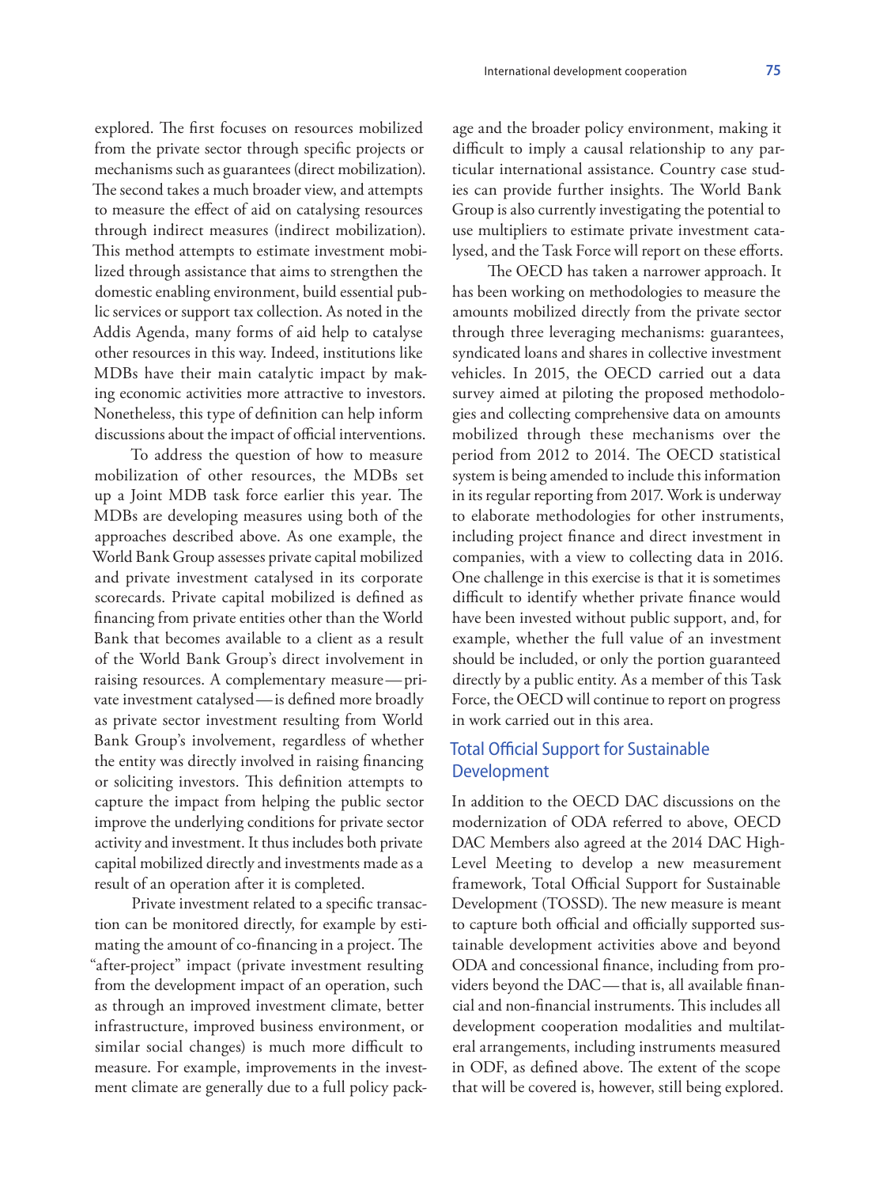explored. The first focuses on resources mobilized from the private sector through specific projects or mechanisms such as guarantees (direct mobilization). The second takes a much broader view, and attempts to measure the effect of aid on catalysing resources through indirect measures (indirect mobilization). This method attempts to estimate investment mobilized through assistance that aims to strengthen the domestic enabling environment, build essential public services or support tax collection. As noted in the Addis Agenda, many forms of aid help to catalyse other resources in this way. Indeed, institutions like MDBs have their main catalytic impact by making economic activities more attractive to investors. Nonetheless, this type of definition can help inform discussions about the impact of official interventions.

To address the question of how to measure mobilization of other resources, the MDBs set up a Joint MDB task force earlier this year. The MDBs are developing measures using both of the approaches described above. As one example, the World Bank Group assesses private capital mobilized and private investment catalysed in its corporate scorecards. Private capital mobilized is defined as financing from private entities other than the World Bank that becomes available to a client as a result of the World Bank Group's direct involvement in raising resources. A complementary measure — private investment catalysed — is defined more broadly as private sector investment resulting from World Bank Group's involvement, regardless of whether the entity was directly involved in raising financing or soliciting investors. This definition attempts to capture the impact from helping the public sector improve the underlying conditions for private sector activity and investment. It thus includes both private capital mobilized directly and investments made as a result of an operation after it is completed.

Private investment related to a specific transaction can be monitored directly, for example by estimating the amount of co-financing in a project. The "after-project" impact (private investment resulting from the development impact of an operation, such as through an improved investment climate, better infrastructure, improved business environment, or similar social changes) is much more difficult to measure. For example, improvements in the investment climate are generally due to a full policy package and the broader policy environment, making it difficult to imply a causal relationship to any particular international assistance. Country case studies can provide further insights. The World Bank Group is also currently investigating the potential to use multipliers to estimate private investment catalysed, and the Task Force will report on these efforts.

The OECD has taken a narrower approach. It has been working on methodologies to measure the amounts mobilized directly from the private sector through three leveraging mechanisms: guarantees, syndicated loans and shares in collective investment vehicles. In 2015, the OECD carried out a data survey aimed at piloting the proposed methodologies and collecting comprehensive data on amounts mobilized through these mechanisms over the period from 2012 to 2014. The OECD statistical system is being amended to include this information in its regular reporting from 2017. Work is underway to elaborate methodologies for other instruments, including project finance and direct investment in companies, with a view to collecting data in 2016. One challenge in this exercise is that it is sometimes difficult to identify whether private finance would have been invested without public support, and, for example, whether the full value of an investment should be included, or only the portion guaranteed directly by a public entity. As a member of this Task Force, the OECD will continue to report on progress in work carried out in this area.

## Total Official Support for Sustainable Development

In addition to the OECD DAC discussions on the modernization of ODA referred to above, OECD DAC Members also agreed at the 2014 DAC High-Level Meeting to develop a new measurement framework, Total Official Support for Sustainable Development (TOSSD). The new measure is meant to capture both official and officially supported sustainable development activities above and beyond ODA and concessional finance, including from providers beyond the DAC — that is, all available financial and non-financial instruments. This includes all development cooperation modalities and multilateral arrangements, including instruments measured in ODF, as defined above. The extent of the scope that will be covered is, however, still being explored.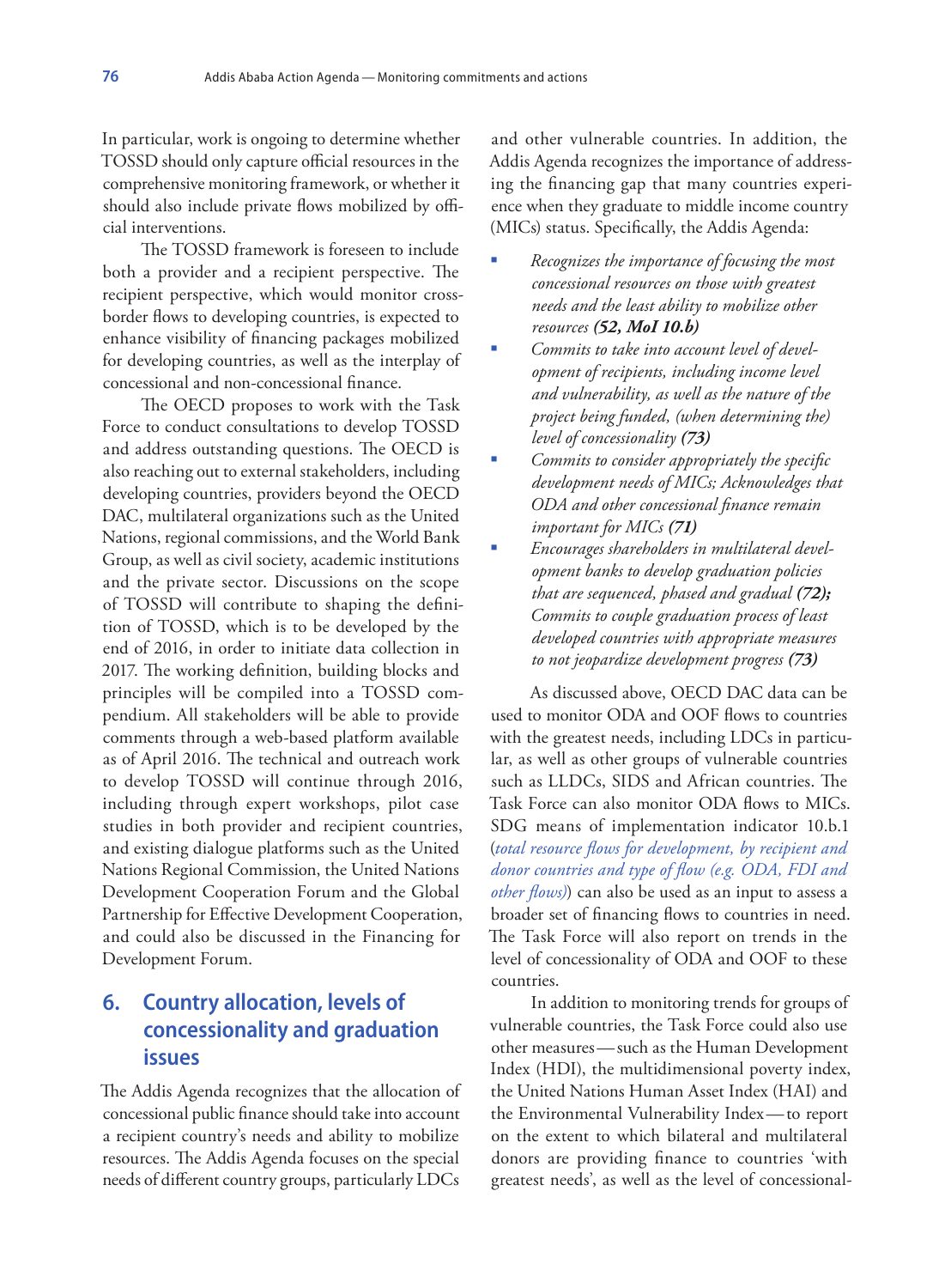In particular, work is ongoing to determine whether TOSSD should only capture official resources in the comprehensive monitoring framework, or whether it should also include private flows mobilized by official interventions.

The TOSSD framework is foreseen to include both a provider and a recipient perspective. The recipient perspective, which would monitor cross-border flows to developing countries, is expected to enhance visibility of financing packages mobilized for developing countries, as well as the interplay of concessional and non-concessional finance.

The OECD proposes to work with the Task Force to conduct consultations to develop TOSSD and address outstanding questions. The OECD is also reaching out to external stakeholders, including developing countries, providers beyond the OECD DAC, multilateral organizations such as the United Nations, regional commissions, and the World Bank Group, as well as civil society, academic institutions and the private sector. Discussions on the scope of TOSSD will contribute to shaping the definition of TOSSD, which is to be developed by the end of 2016, in order to initiate data collection in 2017. The working definition, building blocks and principles will be compiled into a TOSSD compendium. All stakeholders will be able to provide comments through a web-based platform available as of April 2016. The technical and outreach work to develop TOSSD will continue through 2016, including through expert workshops, pilot case studies in both provider and recipient countries, and existing dialogue platforms such as the United Nations Regional Commission, the United Nations Development Cooperation Forum and the Global Partnership for Effective Development Cooperation, and could also be discussed in the Financing for Development Forum.

## 6. Country allocation, levels of concessionality and graduation issues

The Addis Agenda recognizes that the allocation of concessional public finance should take into account a recipient country's needs and ability to mobilize resources. The Addis Agenda focuses on the special needs of different country groups, particularly LDCs and other vulnerable countries. In addition, the Addis Agenda recognizes the importance of addressing the financing gap that many countries experience when they graduate to middle income country (MICs) status. Specifically, the Addis Agenda:

- *Recognizes the importance of focusing the most concessional resources on those with greatest needs and the least ability to mobilize other resources* ***(52, MoI 10.b)***
- *Commits to take into account level of development of recipients, including income level and vulnerability, as well as the nature of the project being funded, (when determining the) level of concessionality* ***(73)***
- *Commits to consider appropriately the specific development needs of MICs; Acknowledges that ODA and other concessional finance remain important for MICs* ***(71)***
- *Encourages shareholders in multilateral development banks to develop graduation policies that are sequenced, phased and gradual* ***(72);*** *Commits to couple graduation process of least developed countries with appropriate measures to not jeopardize development progress* ***(73)***

As discussed above, OECD DAC data can be used to monitor ODA and OOF flows to countries with the greatest needs, including LDCs in particular, as well as other groups of vulnerable countries such as LLDCs, SIDS and African countries. The Task Force can also monitor ODA flows to MICs. SDG means of implementation indicator 10.b.1 (*total resource flows for development, by recipient and donor countries and type of flow (e.g. ODA, FDI and other flows)*) can also be used as an input to assess a broader set of financing flows to countries in need. The Task Force will also report on trends in the level of concessionality of ODA and OOF to these countries.

In addition to monitoring trends for groups of vulnerable countries, the Task Force could also use other measures — such as the Human Development Index (HDI), the multidimensional poverty index, the United Nations Human Asset Index (HAI) and the Environmental Vulnerability Index — to report on the extent to which bilateral and multilateral donors are providing finance to countries 'with greatest needs', as well as the level of concessional-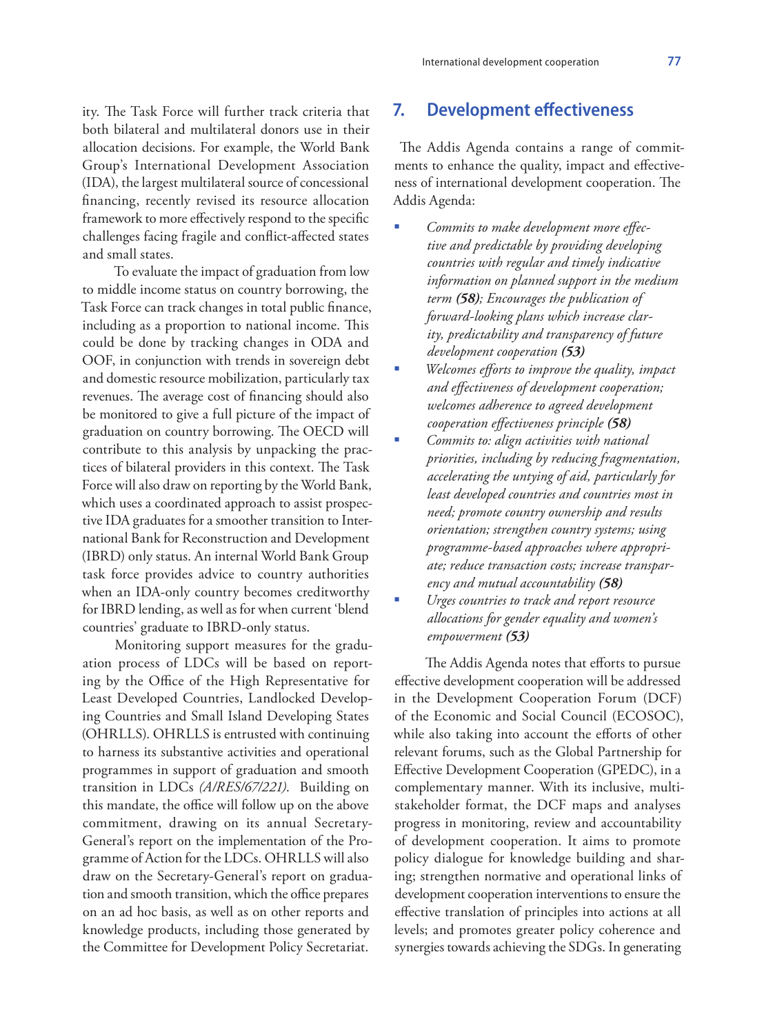ity. The Task Force will further track criteria that both bilateral and multilateral donors use in their allocation decisions. For example, the World Bank Group's International Development Association (IDA), the largest multilateral source of concessional financing, recently revised its resource allocation framework to more effectively respond to the specific challenges facing fragile and conflict-affected states and small states.

To evaluate the impact of graduation from low to middle income status on country borrowing, the Task Force can track changes in total public finance, including as a proportion to national income. This could be done by tracking changes in ODA and OOF, in conjunction with trends in sovereign debt and domestic resource mobilization, particularly tax revenues. The average cost of financing should also be monitored to give a full picture of the impact of graduation on country borrowing. The OECD will contribute to this analysis by unpacking the practices of bilateral providers in this context. The Task Force will also draw on reporting by the World Bank, which uses a coordinated approach to assist prospective IDA graduates for a smoother transition to International Bank for Reconstruction and Development (IBRD) only status. An internal World Bank Group task force provides advice to country authorities when an IDA-only country becomes creditworthy for IBRD lending, as well as for when current 'blend countries' graduate to IBRD-only status.

Monitoring support measures for the graduation process of LDCs will be based on reporting by the Office of the High Representative for Least Developed Countries, Landlocked Developing Countries and Small Island Developing States (OHRLLS). OHRLLS is entrusted with continuing to harness its substantive activities and operational programmes in support of graduation and smooth transition in LDCs *(A/RES/67/221)*. Building on this mandate, the office will follow up on the above commitment, drawing on its annual Secretary-General's report on the implementation of the Programme of Action for the LDCs. OHRLLS will also draw on the Secretary-General's report on graduation and smooth transition, which the office prepares on an ad hoc basis, as well as on other reports and knowledge products, including those generated by the Committee for Development Policy Secretariat.

## 7. Development effectiveness

The Addis Agenda contains a range of commitments to enhance the quality, impact and effectiveness of international development cooperation. The Addis Agenda:

- *Commits to make development more effective and predictable by providing developing countries with regular and timely indicative information on planned support in the medium term **(58)**; Encourages the publication of forward-looking plans which increase clarity, predictability and transparency of future development cooperation **(53)***
- *Welcomes efforts to improve the quality, impact and effectiveness of development cooperation; welcomes adherence to agreed development cooperation effectiveness principle **(58)***
- *Commits to: align activities with national priorities, including by reducing fragmentation, accelerating the untying of aid, particularly for least developed countries and countries most in need; promote country ownership and results orientation; strengthen country systems; using programme-based approaches where appropriate; reduce transaction costs; increase transparency and mutual accountability **(58)***
- *Urges countries to track and report resource allocations for gender equality and women's empowerment **(53)***

The Addis Agenda notes that efforts to pursue effective development cooperation will be addressed in the Development Cooperation Forum (DCF) of the Economic and Social Council (ECOSOC), while also taking into account the efforts of other relevant forums, such as the Global Partnership for Effective Development Cooperation (GPEDC), in a complementary manner. With its inclusive, multi-stakeholder format, the DCF maps and analyses progress in monitoring, review and accountability of development cooperation. It aims to promote policy dialogue for knowledge building and sharing; strengthen normative and operational links of development cooperation interventions to ensure the effective translation of principles into actions at all levels; and promotes greater policy coherence and synergies towards achieving the SDGs. In generating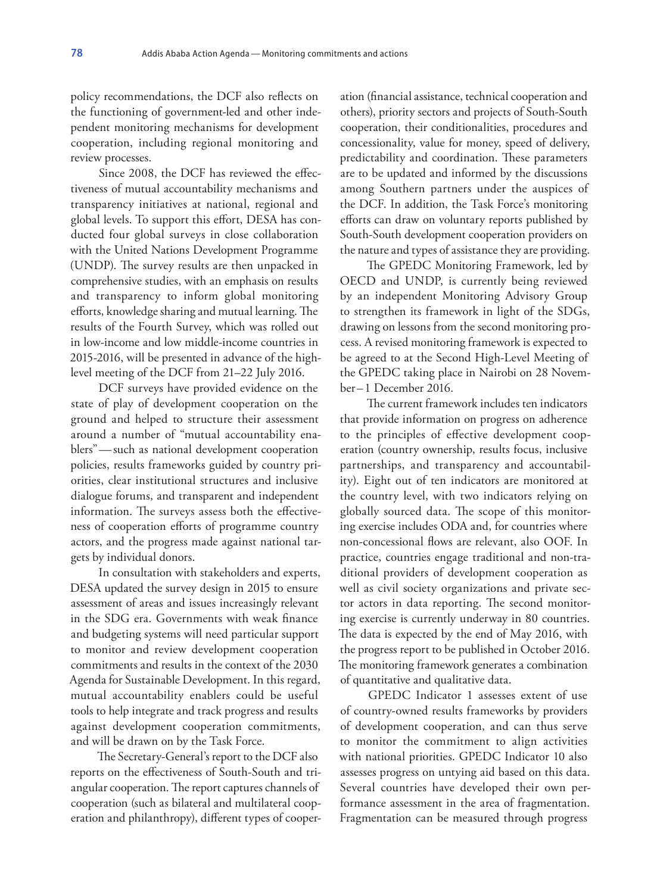policy recommendations, the DCF also reflects on the functioning of government-led and other independent monitoring mechanisms for development cooperation, including regional monitoring and review processes.

Since 2008, the DCF has reviewed the effectiveness of mutual accountability mechanisms and transparency initiatives at national, regional and global levels. To support this effort, DESA has conducted four global surveys in close collaboration with the United Nations Development Programme (UNDP). The survey results are then unpacked in comprehensive studies, with an emphasis on results and transparency to inform global monitoring efforts, knowledge sharing and mutual learning. The results of the Fourth Survey, which was rolled out in low-income and low middle-income countries in 2015-2016, will be presented in advance of the high-level meeting of the DCF from 21–22 July 2016.

DCF surveys have provided evidence on the state of play of development cooperation on the ground and helped to structure their assessment around a number of "mutual accountability enablers"—such as national development cooperation policies, results frameworks guided by country priorities, clear institutional structures and inclusive dialogue forums, and transparent and independent information. The surveys assess both the effectiveness of cooperation efforts of programme country actors, and the progress made against national targets by individual donors.

In consultation with stakeholders and experts, DESA updated the survey design in 2015 to ensure assessment of areas and issues increasingly relevant in the SDG era. Governments with weak finance and budgeting systems will need particular support to monitor and review development cooperation commitments and results in the context of the 2030 Agenda for Sustainable Development. In this regard, mutual accountability enablers could be useful tools to help integrate and track progress and results against development cooperation commitments, and will be drawn on by the Task Force.

The Secretary-General's report to the DCF also reports on the effectiveness of South-South and triangular cooperation. The report captures channels of cooperation (such as bilateral and multilateral cooperation and philanthropy), different types of cooperation (financial assistance, technical cooperation and others), priority sectors and projects of South-South cooperation, their conditionalities, procedures and concessionality, value for money, speed of delivery, predictability and coordination. These parameters are to be updated and informed by the discussions among Southern partners under the auspices of the DCF. In addition, the Task Force's monitoring efforts can draw on voluntary reports published by South-South development cooperation providers on the nature and types of assistance they are providing.

The GPEDC Monitoring Framework, led by OECD and UNDP, is currently being reviewed by an independent Monitoring Advisory Group to strengthen its framework in light of the SDGs, drawing on lessons from the second monitoring process. A revised monitoring framework is expected to be agreed to at the Second High-Level Meeting of the GPEDC taking place in Nairobi on 28 November – 1 December 2016.

The current framework includes ten indicators that provide information on progress on adherence to the principles of effective development cooperation (country ownership, results focus, inclusive partnerships, and transparency and accountability). Eight out of ten indicators are monitored at the country level, with two indicators relying on globally sourced data. The scope of this monitoring exercise includes ODA and, for countries where non-concessional flows are relevant, also OOF. In practice, countries engage traditional and non-traditional providers of development cooperation as well as civil society organizations and private sector actors in data reporting. The second monitoring exercise is currently underway in 80 countries. The data is expected by the end of May 2016, with the progress report to be published in October 2016. The monitoring framework generates a combination of quantitative and qualitative data.

GPEDC Indicator 1 assesses extent of use of country-owned results frameworks by providers of development cooperation, and can thus serve to monitor the commitment to align activities with national priorities. GPEDC Indicator 10 also assesses progress on untying aid based on this data. Several countries have developed their own performance assessment in the area of fragmentation. Fragmentation can be measured through progress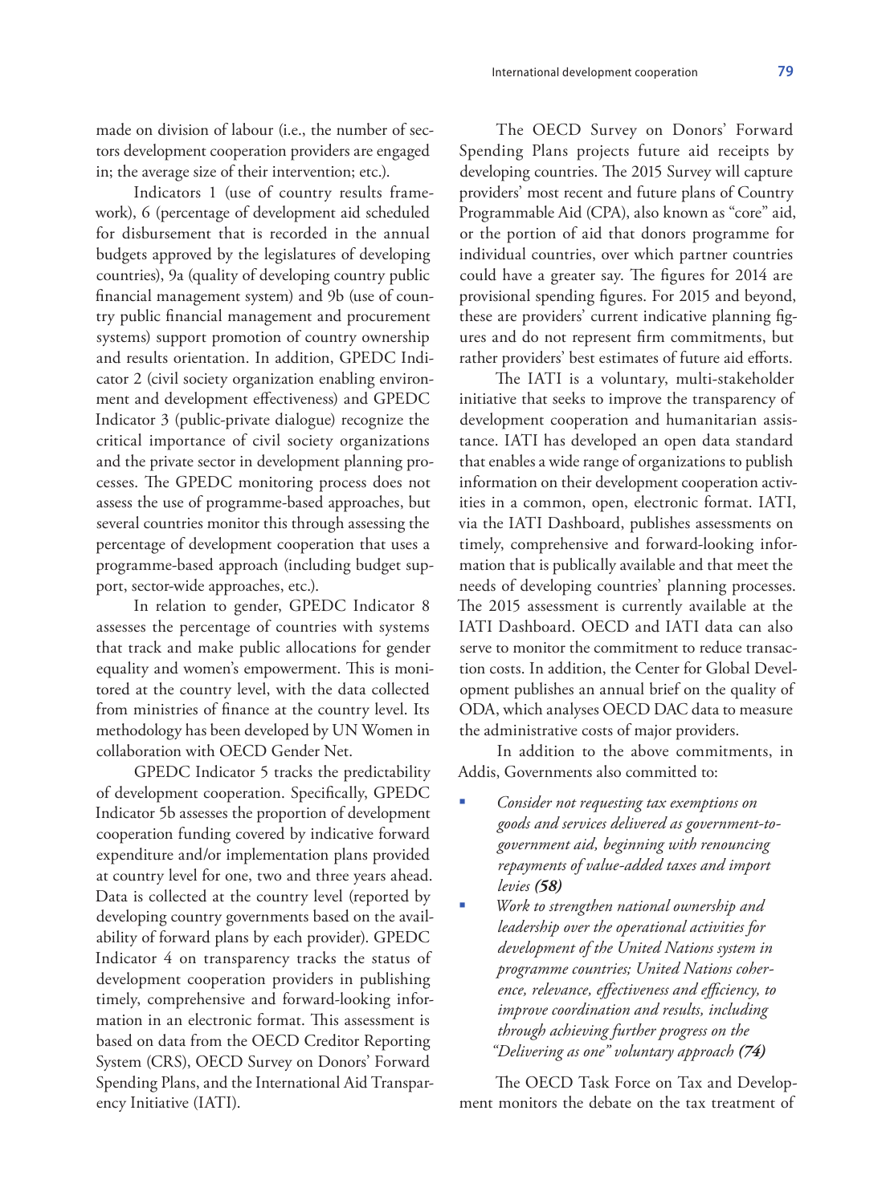made on division of labour (i.e., the number of sectors development cooperation providers are engaged in; the average size of their intervention; etc.).

Indicators 1 (use of country results framework), 6 (percentage of development aid scheduled for disbursement that is recorded in the annual budgets approved by the legislatures of developing countries), 9a (quality of developing country public financial management system) and 9b (use of country public financial management and procurement systems) support promotion of country ownership and results orientation. In addition, GPEDC Indicator 2 (civil society organization enabling environment and development effectiveness) and GPEDC Indicator 3 (public-private dialogue) recognize the critical importance of civil society organizations and the private sector in development planning processes. The GPEDC monitoring process does not assess the use of programme-based approaches, but several countries monitor this through assessing the percentage of development cooperation that uses a programme-based approach (including budget support, sector-wide approaches, etc.).

In relation to gender, GPEDC Indicator 8 assesses the percentage of countries with systems that track and make public allocations for gender equality and women's empowerment. This is monitored at the country level, with the data collected from ministries of finance at the country level. Its methodology has been developed by UN Women in collaboration with OECD Gender Net.

GPEDC Indicator 5 tracks the predictability of development cooperation. Specifically, GPEDC Indicator 5b assesses the proportion of development cooperation funding covered by indicative forward expenditure and/or implementation plans provided at country level for one, two and three years ahead. Data is collected at the country level (reported by developing country governments based on the availability of forward plans by each provider). GPEDC Indicator 4 on transparency tracks the status of development cooperation providers in publishing timely, comprehensive and forward-looking information in an electronic format. This assessment is based on data from the OECD Creditor Reporting System (CRS), OECD Survey on Donors' Forward Spending Plans, and the International Aid Transparency Initiative (IATI).

The OECD Survey on Donors' Forward Spending Plans projects future aid receipts by developing countries. The 2015 Survey will capture providers' most recent and future plans of Country Programmable Aid (CPA), also known as "core" aid, or the portion of aid that donors programme for individual countries, over which partner countries could have a greater say. The figures for 2014 are provisional spending figures. For 2015 and beyond, these are providers' current indicative planning figures and do not represent firm commitments, but rather providers' best estimates of future aid efforts.

The IATI is a voluntary, multi-stakeholder initiative that seeks to improve the transparency of development cooperation and humanitarian assistance. IATI has developed an open data standard that enables a wide range of organizations to publish information on their development cooperation activities in a common, open, electronic format. IATI, via the IATI Dashboard, publishes assessments on timely, comprehensive and forward-looking information that is publically available and that meet the needs of developing countries' planning processes. The 2015 assessment is currently available at the IATI Dashboard. OECD and IATI data can also serve to monitor the commitment to reduce transaction costs. In addition, the Center for Global Development publishes an annual brief on the quality of ODA, which analyses OECD DAC data to measure the administrative costs of major providers.

In addition to the above commitments, in Addis, Governments also committed to:

- *Consider not requesting tax exemptions on goods and services delivered as government-to-government aid, beginning with renouncing repayments of value-added taxes and import levies* ***(58)***
- *Work to strengthen national ownership and leadership over the operational activities for development of the United Nations system in programme countries; United Nations coherence, relevance, effectiveness and efficiency, to improve coordination and results, including through achieving further progress on the "Delivering as one" voluntary approach* ***(74)***

The OECD Task Force on Tax and Development monitors the debate on the tax treatment of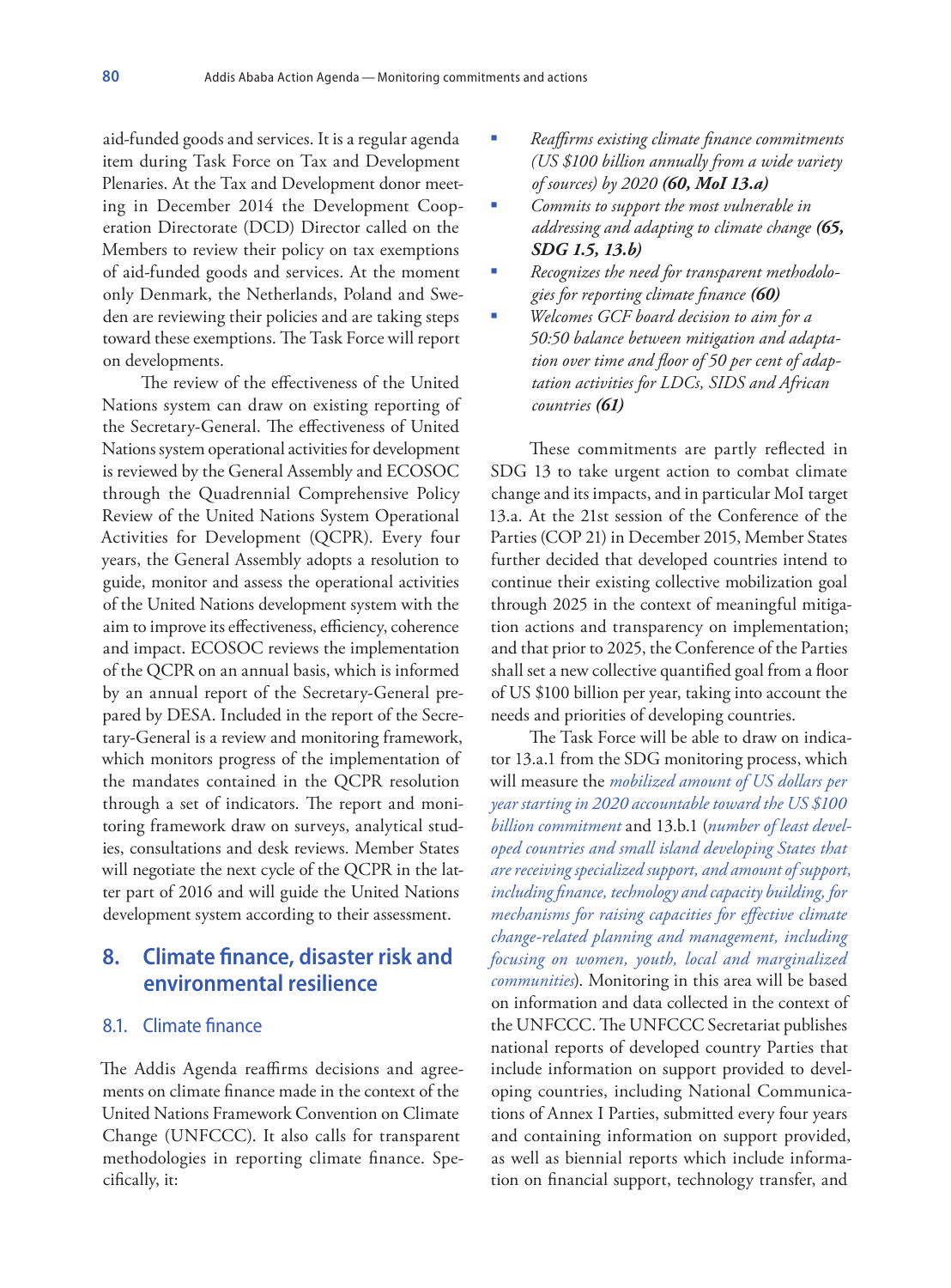aid-funded goods and services. It is a regular agenda item during Task Force on Tax and Development Plenaries. At the Tax and Development donor meeting in December 2014 the Development Cooperation Directorate (DCD) Director called on the Members to review their policy on tax exemptions of aid-funded goods and services. At the moment only Denmark, the Netherlands, Poland and Sweden are reviewing their policies and are taking steps toward these exemptions. The Task Force will report on developments.

The review of the effectiveness of the United Nations system can draw on existing reporting of the Secretary-General. The effectiveness of United Nations system operational activities for development is reviewed by the General Assembly and ECOSOC through the Quadrennial Comprehensive Policy Review of the United Nations System Operational Activities for Development (QCPR). Every four years, the General Assembly adopts a resolution to guide, monitor and assess the operational activities of the United Nations development system with the aim to improve its effectiveness, efficiency, coherence and impact. ECOSOC reviews the implementation of the QCPR on an annual basis, which is informed by an annual report of the Secretary-General prepared by DESA. Included in the report of the Secretary-General is a review and monitoring framework, which monitors progress of the implementation of the mandates contained in the QCPR resolution through a set of indicators. The report and monitoring framework draw on surveys, analytical studies, consultations and desk reviews. Member States will negotiate the next cycle of the QCPR in the latter part of 2016 and will guide the United Nations development system according to their assessment.

## 8. Climate finance, disaster risk and environmental resilience

### 8.1. Climate finance

The Addis Agenda reaffirms decisions and agreements on climate finance made in the context of the United Nations Framework Convention on Climate Change (UNFCCC). It also calls for transparent methodologies in reporting climate finance. Specifically, it:

- *Reaffirms existing climate finance commitments (US $100 billion annually from a wide variety of sources) by 2020* ***(60, MoI 13.a)***
- *Commits to support the most vulnerable in addressing and adapting to climate change* ***(65, SDG 1.5, 13.b)***
- *Recognizes the need for transparent methodologies for reporting climate finance* ***(60)***
- *Welcomes GCF board decision to aim for a 50:50 balance between mitigation and adaptation over time and floor of 50 per cent of adaptation activities for LDCs, SIDS and African countries* ***(61)***

These commitments are partly reflected in SDG 13 to take urgent action to combat climate change and its impacts, and in particular MoI target 13.a. At the 21st session of the Conference of the Parties (COP 21) in December 2015, Member States further decided that developed countries intend to continue their existing collective mobilization goal through 2025 in the context of meaningful mitigation actions and transparency on implementation; and that prior to 2025, the Conference of the Parties shall set a new collective quantified goal from a floor of US $100 billion per year, taking into account the needs and priorities of developing countries.

The Task Force will be able to draw on indicator 13.a.1 from the SDG monitoring process, which will measure the *mobilized amount of US dollars per year starting in 2020 accountable toward the US $100 billion commitment* and 13.b.1 (*number of least developed countries and small island developing States that are receiving specialized support, and amount of support, including finance, technology and capacity building, for mechanisms for raising capacities for effective climate change-related planning and management, including focusing on women, youth, local and marginalized communities*). Monitoring in this area will be based on information and data collected in the context of the UNFCCC. The UNFCCC Secretariat publishes national reports of developed country Parties that include information on support provided to developing countries, including National Communications of Annex I Parties, submitted every four years and containing information on support provided, as well as biennial reports which include information on financial support, technology transfer, and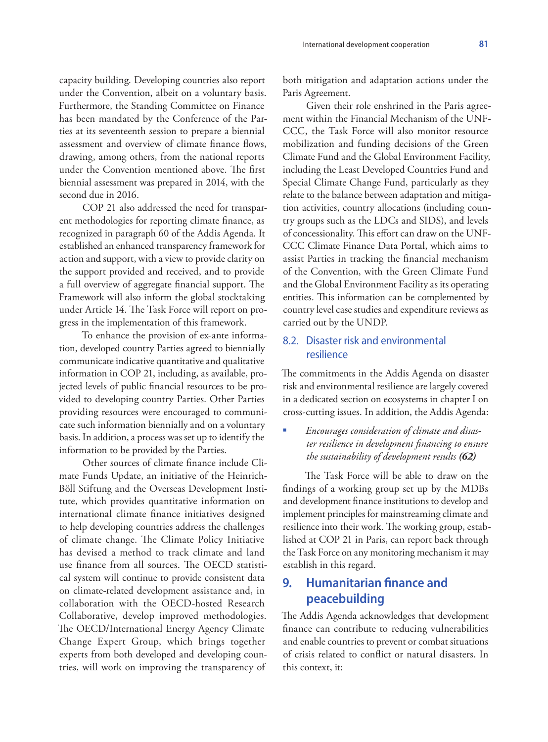capacity building. Developing countries also report under the Convention, albeit on a voluntary basis. Furthermore, the Standing Committee on Finance has been mandated by the Conference of the Parties at its seventeenth session to prepare a biennial assessment and overview of climate finance flows, drawing, among others, from the national reports under the Convention mentioned above. The first biennial assessment was prepared in 2014, with the second due in 2016.

COP 21 also addressed the need for transparent methodologies for reporting climate finance, as recognized in paragraph 60 of the Addis Agenda. It established an enhanced transparency framework for action and support, with a view to provide clarity on the support provided and received, and to provide a full overview of aggregate financial support. The Framework will also inform the global stocktaking under Article 14. The Task Force will report on progress in the implementation of this framework.

To enhance the provision of ex-ante information, developed country Parties agreed to biennially communicate indicative quantitative and qualitative information in COP 21, including, as available, projected levels of public financial resources to be provided to developing country Parties. Other Parties providing resources were encouraged to communicate such information biennially and on a voluntary basis. In addition, a process was set up to identify the information to be provided by the Parties.

Other sources of climate finance include Climate Funds Update, an initiative of the Heinrich-Böll Stiftung and the Overseas Development Institute, which provides quantitative information on international climate finance initiatives designed to help developing countries address the challenges of climate change. The Climate Policy Initiative has devised a method to track climate and land use finance from all sources. The OECD statistical system will continue to provide consistent data on climate-related development assistance and, in collaboration with the OECD-hosted Research Collaborative, develop improved methodologies. The OECD/International Energy Agency Climate Change Expert Group, which brings together experts from both developed and developing countries, will work on improving the transparency of both mitigation and adaptation actions under the Paris Agreement.

Given their role enshrined in the Paris agreement within the Financial Mechanism of the UNFCCC, the Task Force will also monitor resource mobilization and funding decisions of the Green Climate Fund and the Global Environment Facility, including the Least Developed Countries Fund and Special Climate Change Fund, particularly as they relate to the balance between adaptation and mitigation activities, country allocations (including country groups such as the LDCs and SIDS), and levels of concessionality. This effort can draw on the UNFCCC Climate Finance Data Portal, which aims to assist Parties in tracking the financial mechanism of the Convention, with the Green Climate Fund and the Global Environment Facility as its operating entities. This information can be complemented by country level case studies and expenditure reviews as carried out by the UNDP.

### 8.2. Disaster risk and environmental resilience

The commitments in the Addis Agenda on disaster risk and environmental resilience are largely covered in a dedicated section on ecosystems in chapter I on cross-cutting issues. In addition, the Addis Agenda:

- *Encourages consideration of climate and disaster resilience in development financing to ensure the sustainability of development results* ***(62)***

The Task Force will be able to draw on the findings of a working group set up by the MDBs and development finance institutions to develop and implement principles for mainstreaming climate and resilience into their work. The working group, established at COP 21 in Paris, can report back through the Task Force on any monitoring mechanism it may establish in this regard.

## 9. Humanitarian finance and peacebuilding

The Addis Agenda acknowledges that development finance can contribute to reducing vulnerabilities and enable countries to prevent or combat situations of crisis related to conflict or natural disasters. In this context, it: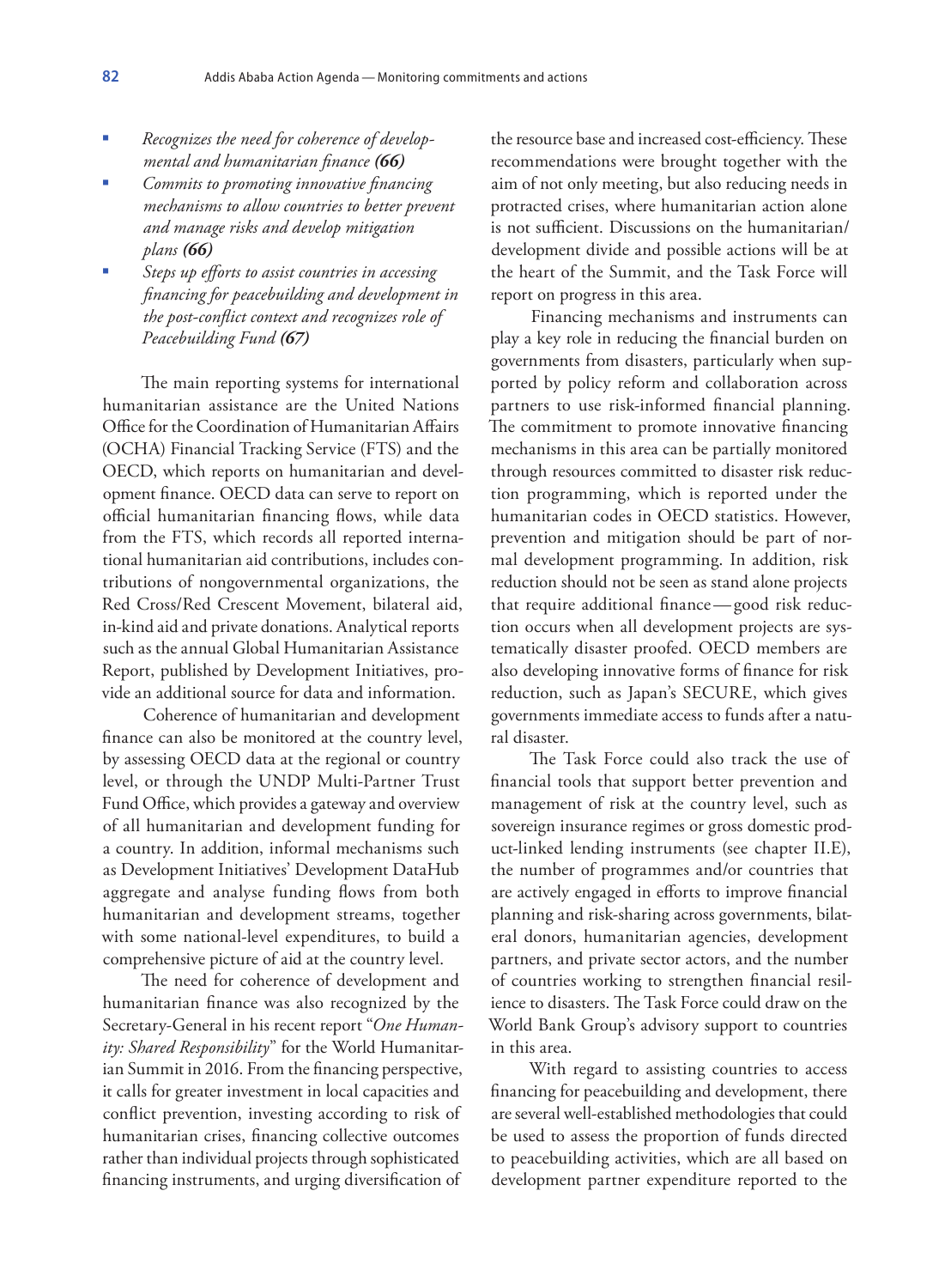- *Recognizes the need for coherence of developmental and humanitarian finance **(66)***
- *Commits to promoting innovative financing mechanisms to allow countries to better prevent and manage risks and develop mitigation plans **(66)***
- *Steps up efforts to assist countries in accessing financing for peacebuilding and development in the post-conflict context and recognizes role of Peacebuilding Fund **(67)***

The main reporting systems for international humanitarian assistance are the United Nations Office for the Coordination of Humanitarian Affairs (OCHA) Financial Tracking Service (FTS) and the OECD, which reports on humanitarian and development finance. OECD data can serve to report on official humanitarian financing flows, while data from the FTS, which records all reported international humanitarian aid contributions, includes contributions of nongovernmental organizations, the Red Cross/Red Crescent Movement, bilateral aid, in-kind aid and private donations. Analytical reports such as the annual Global Humanitarian Assistance Report, published by Development Initiatives, provide an additional source for data and information.

Coherence of humanitarian and development finance can also be monitored at the country level, by assessing OECD data at the regional or country level, or through the UNDP Multi-Partner Trust Fund Office, which provides a gateway and overview of all humanitarian and development funding for a country. In addition, informal mechanisms such as Development Initiatives' Development DataHub aggregate and analyse funding flows from both humanitarian and development streams, together with some national-level expenditures, to build a comprehensive picture of aid at the country level.

The need for coherence of development and humanitarian finance was also recognized by the Secretary-General in his recent report "*One Humanity: Shared Responsibility*" for the World Humanitarian Summit in 2016. From the financing perspective, it calls for greater investment in local capacities and conflict prevention, investing according to risk of humanitarian crises, financing collective outcomes rather than individual projects through sophisticated financing instruments, and urging diversification of the resource base and increased cost-efficiency. These recommendations were brought together with the aim of not only meeting, but also reducing needs in protracted crises, where humanitarian action alone is not sufficient. Discussions on the humanitarian/development divide and possible actions will be at the heart of the Summit, and the Task Force will report on progress in this area.

Financing mechanisms and instruments can play a key role in reducing the financial burden on governments from disasters, particularly when supported by policy reform and collaboration across partners to use risk-informed financial planning. The commitment to promote innovative financing mechanisms in this area can be partially monitored through resources committed to disaster risk reduction programming, which is reported under the humanitarian codes in OECD statistics. However, prevention and mitigation should be part of normal development programming. In addition, risk reduction should not be seen as stand alone projects that require additional finance—good risk reduction occurs when all development projects are systematically disaster proofed. OECD members are also developing innovative forms of finance for risk reduction, such as Japan's SECURE, which gives governments immediate access to funds after a natural disaster.

The Task Force could also track the use of financial tools that support better prevention and management of risk at the country level, such as sovereign insurance regimes or gross domestic product-linked lending instruments (see chapter II.E), the number of programmes and/or countries that are actively engaged in efforts to improve financial planning and risk-sharing across governments, bilateral donors, humanitarian agencies, development partners, and private sector actors, and the number of countries working to strengthen financial resilience to disasters. The Task Force could draw on the World Bank Group's advisory support to countries in this area.

With regard to assisting countries to access financing for peacebuilding and development, there are several well-established methodologies that could be used to assess the proportion of funds directed to peacebuilding activities, which are all based on development partner expenditure reported to the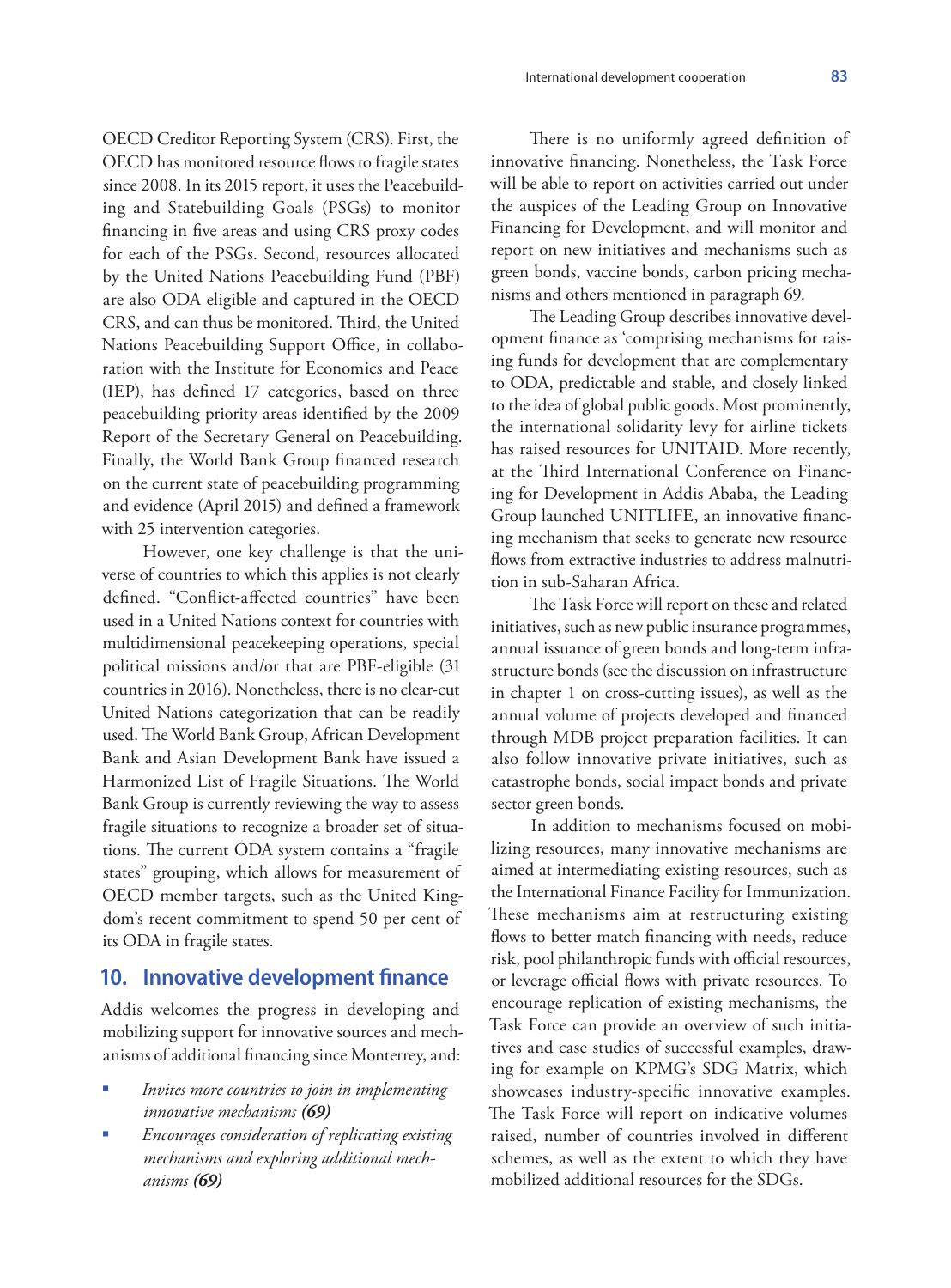OECD Creditor Reporting System (CRS). First, the OECD has monitored resource flows to fragile states since 2008. In its 2015 report, it uses the Peacebuilding and Statebuilding Goals (PSGs) to monitor financing in five areas and using CRS proxy codes for each of the PSGs. Second, resources allocated by the United Nations Peacebuilding Fund (PBF) are also ODA eligible and captured in the OECD CRS, and can thus be monitored. Third, the United Nations Peacebuilding Support Office, in collaboration with the Institute for Economics and Peace (IEP), has defined 17 categories, based on three peacebuilding priority areas identified by the 2009 Report of the Secretary General on Peacebuilding. Finally, the World Bank Group financed research on the current state of peacebuilding programming and evidence (April 2015) and defined a framework with 25 intervention categories.

However, one key challenge is that the universe of countries to which this applies is not clearly defined. "Conflict-affected countries" have been used in a United Nations context for countries with multidimensional peacekeeping operations, special political missions and/or that are PBF-eligible (31 countries in 2016). Nonetheless, there is no clear-cut United Nations categorization that can be readily used. The World Bank Group, African Development Bank and Asian Development Bank have issued a Harmonized List of Fragile Situations. The World Bank Group is currently reviewing the way to assess fragile situations to recognize a broader set of situations. The current ODA system contains a "fragile states" grouping, which allows for measurement of OECD member targets, such as the United Kingdom's recent commitment to spend 50 per cent of its ODA in fragile states.

## 10. Innovative development finance

Addis welcomes the progress in developing and mobilizing support for innovative sources and mechanisms of additional financing since Monterrey, and:

- *Invites more countries to join in implementing innovative mechanisms* ***(69)***
- *Encourages consideration of replicating existing mechanisms and exploring additional mechanisms* ***(69)***

There is no uniformly agreed definition of innovative financing. Nonetheless, the Task Force will be able to report on activities carried out under the auspices of the Leading Group on Innovative Financing for Development, and will monitor and report on new initiatives and mechanisms such as green bonds, vaccine bonds, carbon pricing mechanisms and others mentioned in paragraph 69.

The Leading Group describes innovative development finance as 'comprising mechanisms for raising funds for development that are complementary to ODA, predictable and stable, and closely linked to the idea of global public goods. Most prominently, the international solidarity levy for airline tickets has raised resources for UNITAID. More recently, at the Third International Conference on Financing for Development in Addis Ababa, the Leading Group launched UNITLIFE, an innovative financing mechanism that seeks to generate new resource flows from extractive industries to address malnutrition in sub-Saharan Africa.

The Task Force will report on these and related initiatives, such as new public insurance programmes, annual issuance of green bonds and long-term infrastructure bonds (see the discussion on infrastructure in chapter 1 on cross-cutting issues), as well as the annual volume of projects developed and financed through MDB project preparation facilities. It can also follow innovative private initiatives, such as catastrophe bonds, social impact bonds and private sector green bonds.

In addition to mechanisms focused on mobilizing resources, many innovative mechanisms are aimed at intermediating existing resources, such as the International Finance Facility for Immunization. These mechanisms aim at restructuring existing flows to better match financing with needs, reduce risk, pool philanthropic funds with official resources, or leverage official flows with private resources. To encourage replication of existing mechanisms, the Task Force can provide an overview of such initiatives and case studies of successful examples, drawing for example on KPMG's SDG Matrix, which showcases industry-specific innovative examples. The Task Force will report on indicative volumes raised, number of countries involved in different schemes, as well as the extent to which they have mobilized additional resources for the SDGs.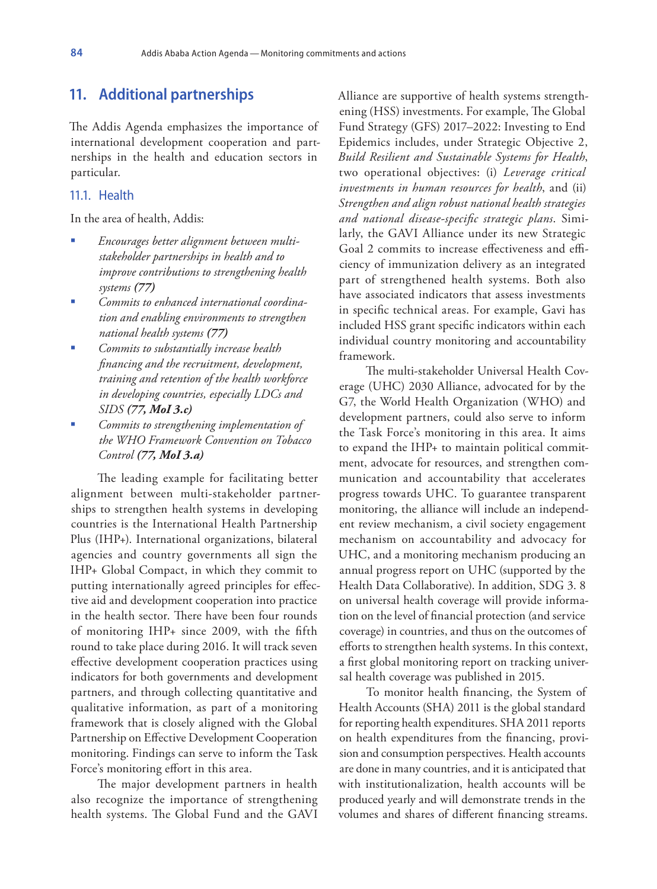## 11. Additional partnerships

The Addis Agenda emphasizes the importance of international development cooperation and partnerships in the health and education sectors in particular.

### 11.1. Health

In the area of health, Addis:

- *Encourages better alignment between multi-stakeholder partnerships in health and to improve contributions to strengthening health systems* ***(77)***
- *Commits to enhanced international coordination and enabling environments to strengthen national health systems* ***(77)***
- *Commits to substantially increase health financing and the recruitment, development, training and retention of the health workforce in developing countries, especially LDCs and SIDS* ***(77, MoI 3.c)***
- *Commits to strengthening implementation of the WHO Framework Convention on Tobacco Control* ***(77, MoI 3.a)***

The leading example for facilitating better alignment between multi-stakeholder partnerships to strengthen health systems in developing countries is the International Health Partnership Plus (IHP+). International organizations, bilateral agencies and country governments all sign the IHP+ Global Compact, in which they commit to putting internationally agreed principles for effective aid and development cooperation into practice in the health sector. There have been four rounds of monitoring IHP+ since 2009, with the fifth round to take place during 2016. It will track seven effective development cooperation practices using indicators for both governments and development partners, and through collecting quantitative and qualitative information, as part of a monitoring framework that is closely aligned with the Global Partnership on Effective Development Cooperation monitoring. Findings can serve to inform the Task Force's monitoring effort in this area.

The major development partners in health also recognize the importance of strengthening health systems. The Global Fund and the GAVI Alliance are supportive of health systems strengthening (HSS) investments. For example, The Global Fund Strategy (GFS) 2017–2022: Investing to End Epidemics includes, under Strategic Objective 2, *Build Resilient and Sustainable Systems for Health*, two operational objectives: (i) *Leverage critical investments in human resources for health*, and (ii) *Strengthen and align robust national health strategies and national disease-specific strategic plans*. Similarly, the GAVI Alliance under its new Strategic Goal 2 commits to increase effectiveness and efficiency of immunization delivery as an integrated part of strengthened health systems. Both also have associated indicators that assess investments in specific technical areas. For example, Gavi has included HSS grant specific indicators within each individual country monitoring and accountability framework.

The multi-stakeholder Universal Health Coverage (UHC) 2030 Alliance, advocated for by the G7, the World Health Organization (WHO) and development partners, could also serve to inform the Task Force's monitoring in this area. It aims to expand the IHP+ to maintain political commitment, advocate for resources, and strengthen communication and accountability that accelerates progress towards UHC. To guarantee transparent monitoring, the alliance will include an independent review mechanism, a civil society engagement mechanism on accountability and advocacy for UHC, and a monitoring mechanism producing an annual progress report on UHC (supported by the Health Data Collaborative). In addition, SDG 3. 8 on universal health coverage will provide information on the level of financial protection (and service coverage) in countries, and thus on the outcomes of efforts to strengthen health systems. In this context, a first global monitoring report on tracking universal health coverage was published in 2015.

To monitor health financing, the System of Health Accounts (SHA) 2011 is the global standard for reporting health expenditures. SHA 2011 reports on health expenditures from the financing, provision and consumption perspectives. Health accounts are done in many countries, and it is anticipated that with institutionalization, health accounts will be produced yearly and will demonstrate trends in the volumes and shares of different financing streams.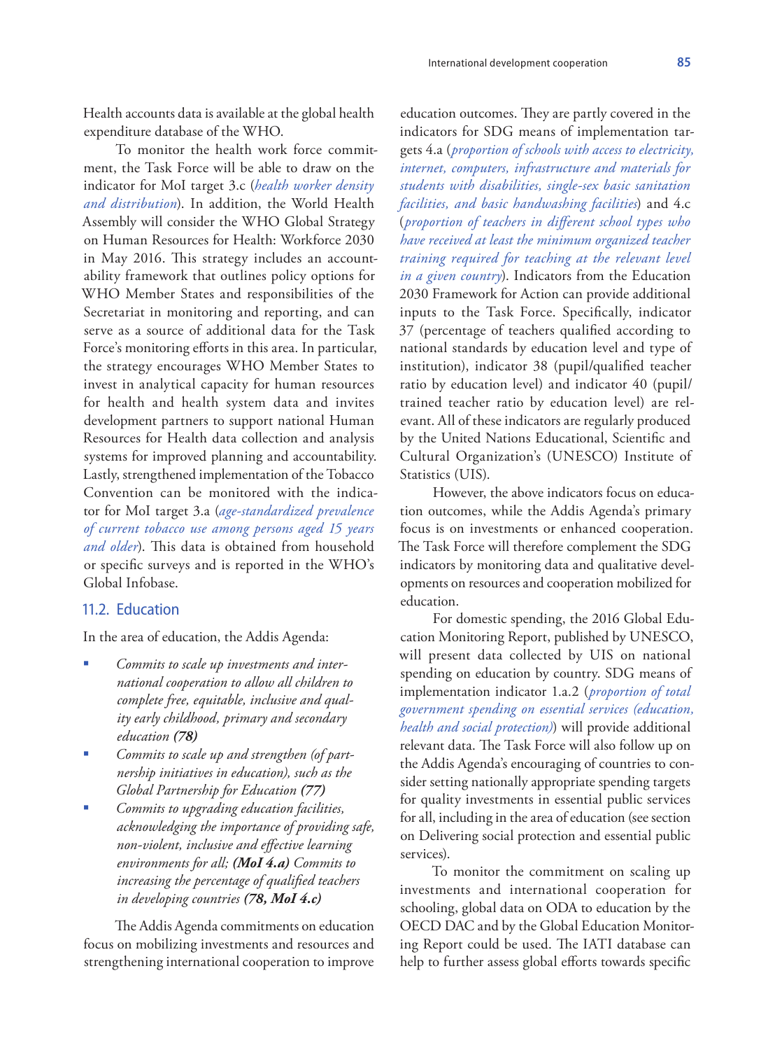Health accounts data is available at the global health expenditure database of the WHO.

To monitor the health work force commitment, the Task Force will be able to draw on the indicator for MoI target 3.c (*health worker density and distribution*). In addition, the World Health Assembly will consider the WHO Global Strategy on Human Resources for Health: Workforce 2030 in May 2016. This strategy includes an accountability framework that outlines policy options for WHO Member States and responsibilities of the Secretariat in monitoring and reporting, and can serve as a source of additional data for the Task Force's monitoring efforts in this area. In particular, the strategy encourages WHO Member States to invest in analytical capacity for human resources for health and health system data and invites development partners to support national Human Resources for Health data collection and analysis systems for improved planning and accountability. Lastly, strengthened implementation of the Tobacco Convention can be monitored with the indicator for MoI target 3.a (*age-standardized prevalence of current tobacco use among persons aged 15 years and older*). This data is obtained from household or specific surveys and is reported in the WHO's Global Infobase.

## 11.2. Education

In the area of education, the Addis Agenda:

- *Commits to scale up investments and international cooperation to allow all children to complete free, equitable, inclusive and quality early childhood, primary and secondary education* ***(78)***
- *Commits to scale up and strengthen (of partnership initiatives in education), such as the Global Partnership for Education* ***(77)***
- *Commits to upgrading education facilities, acknowledging the importance of providing safe, non-violent, inclusive and effective learning environments for all;* ***(MoI 4.a)*** *Commits to increasing the percentage of qualified teachers in developing countries* ***(78, MoI 4.c)***

The Addis Agenda commitments on education focus on mobilizing investments and resources and strengthening international cooperation to improve education outcomes. They are partly covered in the indicators for SDG means of implementation targets 4.a (*proportion of schools with access to electricity, internet, computers, infrastructure and materials for students with disabilities, single-sex basic sanitation facilities, and basic handwashing facilities*) and 4.c (*proportion of teachers in different school types who have received at least the minimum organized teacher training required for teaching at the relevant level in a given country*). Indicators from the Education 2030 Framework for Action can provide additional inputs to the Task Force. Specifically, indicator 37 (percentage of teachers qualified according to national standards by education level and type of institution), indicator 38 (pupil/qualified teacher ratio by education level) and indicator 40 (pupil/trained teacher ratio by education level) are relevant. All of these indicators are regularly produced by the United Nations Educational, Scientific and Cultural Organization's (UNESCO) Institute of Statistics (UIS).

However, the above indicators focus on education outcomes, while the Addis Agenda's primary focus is on investments or enhanced cooperation. The Task Force will therefore complement the SDG indicators by monitoring data and qualitative developments on resources and cooperation mobilized for education.

For domestic spending, the 2016 Global Education Monitoring Report, published by UNESCO, will present data collected by UIS on national spending on education by country. SDG means of implementation indicator 1.a.2 (*proportion of total government spending on essential services (education, health and social protection)*) will provide additional relevant data. The Task Force will also follow up on the Addis Agenda's encouraging of countries to consider setting nationally appropriate spending targets for quality investments in essential public services for all, including in the area of education (see section on Delivering social protection and essential public services).

To monitor the commitment on scaling up investments and international cooperation for schooling, global data on ODA to education by the OECD DAC and by the Global Education Monitoring Report could be used. The IATI database can help to further assess global efforts towards specific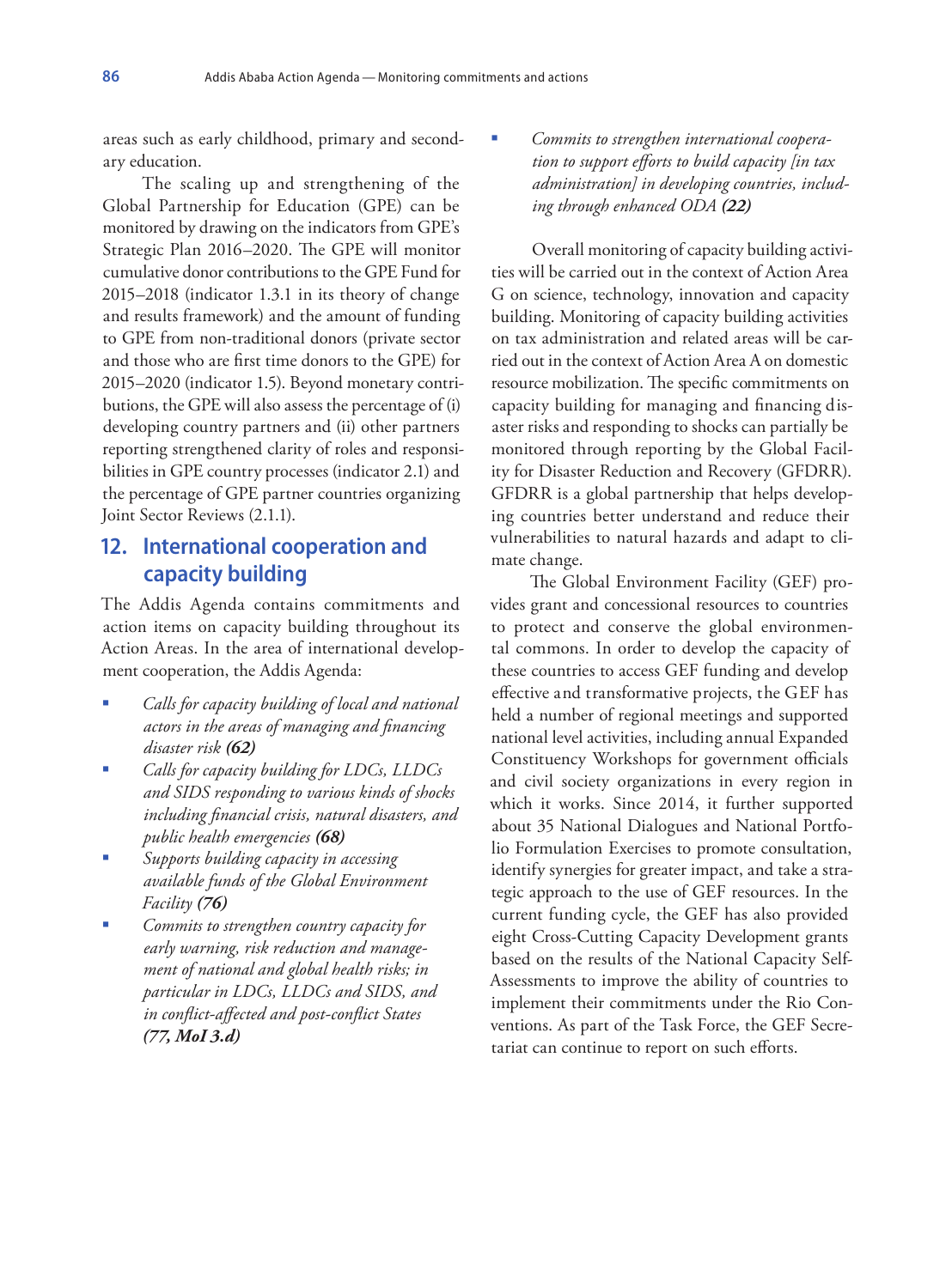areas such as early childhood, primary and secondary education.

The scaling up and strengthening of the Global Partnership for Education (GPE) can be monitored by drawing on the indicators from GPE's Strategic Plan 2016–2020. The GPE will monitor cumulative donor contributions to the GPE Fund for 2015–2018 (indicator 1.3.1 in its theory of change and results framework) and the amount of funding to GPE from non-traditional donors (private sector and those who are first time donors to the GPE) for 2015–2020 (indicator 1.5). Beyond monetary contributions, the GPE will also assess the percentage of (i) developing country partners and (ii) other partners reporting strengthened clarity of roles and responsibilities in GPE country processes (indicator 2.1) and the percentage of GPE partner countries organizing Joint Sector Reviews (2.1.1).

## 12. International cooperation and capacity building

The Addis Agenda contains commitments and action items on capacity building throughout its Action Areas. In the area of international development cooperation, the Addis Agenda:

- *Calls for capacity building of local and national actors in the areas of managing and financing disaster risk **(62)***
- *Calls for capacity building for LDCs, LLDCs and SIDS responding to various kinds of shocks including financial crisis, natural disasters, and public health emergencies **(68)***
- *Supports building capacity in accessing available funds of the Global Environment Facility **(76)***
- *Commits to strengthen country capacity for early warning, risk reduction and management of national and global health risks; in particular in LDCs, LLDCs and SIDS, and in conflict-affected and post-conflict States **(77, MoI 3.d)***
- *Commits to strengthen international cooperation to support efforts to build capacity [in tax administration] in developing countries, including through enhanced ODA **(22)***

Overall monitoring of capacity building activities will be carried out in the context of Action Area G on science, technology, innovation and capacity building. Monitoring of capacity building activities on tax administration and related areas will be carried out in the context of Action Area A on domestic resource mobilization. The specific commitments on capacity building for managing and financing disaster risks and responding to shocks can partially be monitored through reporting by the Global Facility for Disaster Reduction and Recovery (GFDRR). GFDRR is a global partnership that helps developing countries better understand and reduce their vulnerabilities to natural hazards and adapt to climate change.

The Global Environment Facility (GEF) provides grant and concessional resources to countries to protect and conserve the global environmental commons. In order to develop the capacity of these countries to access GEF funding and develop effective and transformative projects, the GEF has held a number of regional meetings and supported national level activities, including annual Expanded Constituency Workshops for government officials and civil society organizations in every region in which it works. Since 2014, it further supported about 35 National Dialogues and National Portfolio Formulation Exercises to promote consultation, identify synergies for greater impact, and take a strategic approach to the use of GEF resources. In the current funding cycle, the GEF has also provided eight Cross-Cutting Capacity Development grants based on the results of the National Capacity Self-Assessments to improve the ability of countries to implement their commitments under the Rio Conventions. As part of the Task Force, the GEF Secretariat can continue to report on such efforts.